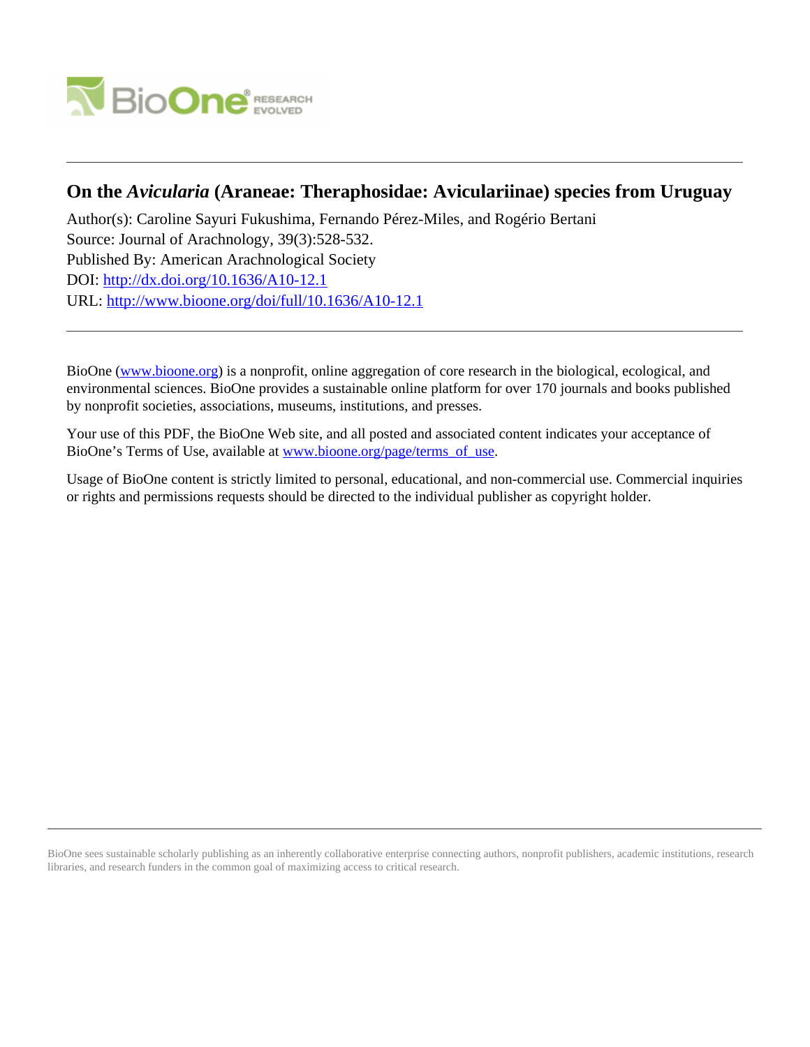# On the *Avicularia* (Araneae: Theraphosidae: Aviculariinae) species from Uruguay

Author(s): Caroline Sayuri Fukushima, Fernando Pérez-Miles, and Rogério Bertani
Source: Journal of Arachnology, 39(3):528-532.
Published By: American Arachnological Society
DOI: http://dx.doi.org/10.1636/A10-12.1
URL: http://www.bioone.org/doi/full/10.1636/A10-12.1

---

BioOne (www.bioone.org) is a nonprofit, online aggregation of core research in the biological, ecological, and environmental sciences. BioOne provides a sustainable online platform for over 170 journals and books published by nonprofit societies, associations, museums, institutions, and presses.

Your use of this PDF, the BioOne Web site, and all posted and associated content indicates your acceptance of BioOne's Terms of Use, available at www.bioone.org/page/terms_of_use.

Usage of BioOne content is strictly limited to personal, educational, and non-commercial use. Commercial inquiries or rights and permissions requests should be directed to the individual publisher as copyright holder.

---

BioOne sees sustainable scholarly publishing as an inherently collaborative enterprise connecting authors, nonprofit publishers, academic institutions, research libraries, and research funders in the common goal of maximizing access to critical research.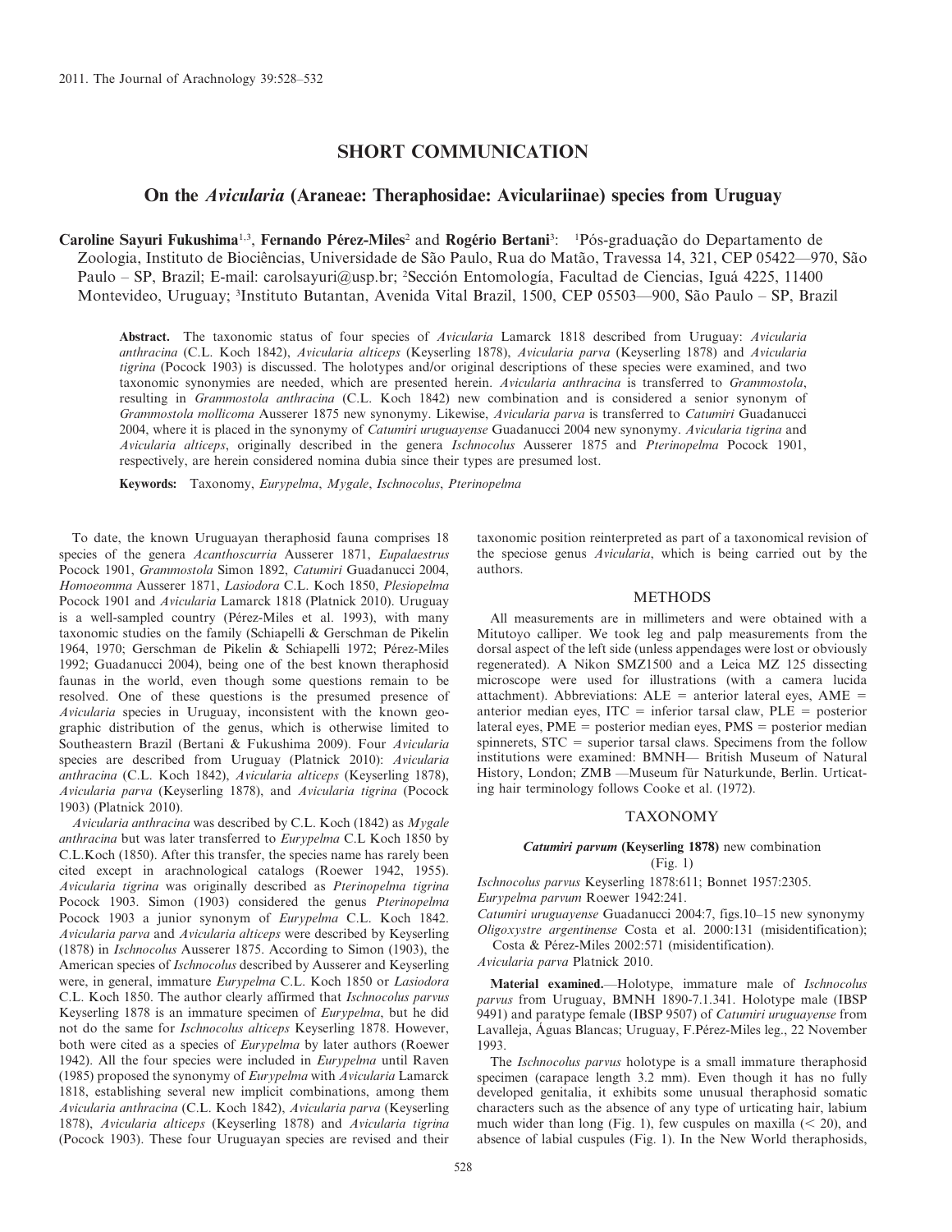## SHORT COMMUNICATION

# On the *Avicularia* (Araneae: Theraphosidae: Aviculariinae) species from Uruguay

**Caroline Sayuri Fukushima**[1,3], **Fernando Pérez-Miles**[2] and **Rogério Bertani**[3]: [1]Pós-graduação do Departamento de Zoologia, Instituto de Biociências, Universidade de São Paulo, Rua do Matão, Travessa 14, 321, CEP 05422—970, São Paulo – SP, Brazil; E-mail: carolsayuri@usp.br; [2]Sección Entomología, Facultad de Ciencias, Iguá 4225, 11400 Montevideo, Uruguay; [3]Instituto Butantan, Avenida Vital Brazil, 1500, CEP 05503—900, São Paulo – SP, Brazil

**Abstract.** The taxonomic status of four species of *Avicularia* Lamarck 1818 described from Uruguay: *Avicularia anthracina* (C.L. Koch 1842), *Avicularia alticeps* (Keyserling 1878), *Avicularia parva* (Keyserling 1878) and *Avicularia tigrina* (Pocock 1903) is discussed. The holotypes and/or original descriptions of these species were examined, and two taxonomic synonymies are needed, which are presented herein. *Avicularia anthracina* is transferred to *Grammostola*, resulting in *Grammostola anthracina* (C.L. Koch 1842) new combination and is considered a senior synonym of *Grammostola mollicoma* Ausserer 1875 new synonymy. Likewise, *Avicularia parva* is transferred to *Catumiri* Guadanucci 2004, where it is placed in the synonymy of *Catumiri uruguayense* Guadanucci 2004 new synonymy. *Avicularia tigrina* and *Avicularia alticeps*, originally described in the genera *Ischnocolus* Ausserer 1875 and *Pterinopelma* Pocock 1901, respectively, are herein considered nomina dubia since their types are presumed lost.

**Keywords:** Taxonomy, *Eurypelma*, *Mygale*, *Ischnocolus*, *Pterinopelma*

To date, the known Uruguayan theraphosid fauna comprises 18 species of the genera *Acanthoscurria* Ausserer 1871, *Eupalaestrus* Pocock 1901, *Grammostola* Simon 1892, *Catumiri* Guadanucci 2004, *Homoeomma* Ausserer 1871, *Lasiodora* C.L. Koch 1850, *Plesiopelma* Pocock 1901 and *Avicularia* Lamarck 1818 (Platnick 2010). Uruguay is a well-sampled country (Pérez-Miles et al. 1993), with many taxonomic studies on the family (Schiapelli & Gerschman de Pikelin 1964, 1970; Gerschman de Pikelin & Schiapelli 1972; Pérez-Miles 1992; Guadanucci 2004), being one of the best known theraphosid faunas in the world, even though some questions remain to be resolved. One of these questions is the presumed presence of *Avicularia* species in Uruguay, inconsistent with the known geographic distribution of the genus, which is otherwise limited to Southeastern Brazil (Bertani & Fukushima 2009). Four *Avicularia* species are described from Uruguay (Platnick 2010): *Avicularia anthracina* (C.L. Koch 1842), *Avicularia alticeps* (Keyserling 1878), *Avicularia parva* (Keyserling 1878), and *Avicularia tigrina* (Pocock 1903) (Platnick 2010).

*Avicularia anthracina* was described by C.L. Koch (1842) as *Mygale anthracina* but was later transferred to *Eurypelma* C.L Koch 1850 by C.L.Koch (1850). After this transfer, the species name has rarely been cited except in arachnological catalogs (Roewer 1942, 1955). *Avicularia tigrina* was originally described as *Pterinopelma tigrina* Pocock 1903. Simon (1903) considered the genus *Pterinopelma* Pocock 1903 a junior synonym of *Eurypelma* C.L. Koch 1842. *Avicularia parva* and *Avicularia alticeps* were described by Keyserling (1878) in *Ischnocolus* Ausserer 1875. According to Simon (1903), the American species of *Ischnocolus* described by Ausserer and Keyserling were, in general, immature *Eurypelma* C.L. Koch 1850 or *Lasiodora* C.L. Koch 1850. The author clearly affirmed that *Ischnocolus parvus* Keyserling 1878 is an immature specimen of *Eurypelma*, but he did not do the same for *Ischnocolus alticeps* Keyserling 1878. However, both were cited as a species of *Eurypelma* by later authors (Roewer 1942). All the four species were included in *Eurypelma* until Raven (1985) proposed the synonymy of *Eurypelma* with *Avicularia* Lamarck 1818, establishing several new implicit combinations, among them *Avicularia anthracina* (C.L. Koch 1842), *Avicularia parva* (Keyserling 1878), *Avicularia alticeps* (Keyserling 1878) and *Avicularia tigrina* (Pocock 1903). These four Uruguayan species are revised and their taxonomic position reinterpreted as part of a taxonomical revision of the speciose genus *Avicularia*, which is being carried out by the authors.

## METHODS

All measurements are in millimeters and were obtained with a Mitutoyo calliper. We took leg and palp measurements from the dorsal aspect of the left side (unless appendages were lost or obviously regenerated). A Nikon SMZ1500 and a Leica MZ 125 dissecting microscope were used for illustrations (with a camera lucida attachment). Abbreviations: ALE = anterior lateral eyes, AME = anterior median eyes, ITC = inferior tarsal claw, PLE = posterior lateral eyes, PME = posterior median eyes, PMS = posterior median spinnerets, STC = superior tarsal claws. Specimens from the follow institutions were examined: BMNH— British Museum of Natural History, London; ZMB —Museum für Naturkunde, Berlin. Urticating hair terminology follows Cooke et al. (1972).

## TAXONOMY

### *Catumiri parvum* (Keyserling 1878) new combination
(Fig. 1)

*Ischnocolus parvus* Keyserling 1878:611; Bonnet 1957:2305.
*Eurypelma parvum* Roewer 1942:241.
*Catumiri uruguayense* Guadanucci 2004:7, figs.10–15 new synonymy
*Oligoxystre argentinense* Costa et al. 2000:131 (misidentification); Costa & Pérez-Miles 2002:571 (misidentification).
*Avicularia parva* Platnick 2010.

**Material examined.**—Holotype, immature male of *Ischnocolus parvus* from Uruguay, BMNH 1890-7.1.341. Holotype male (IBSP 9491) and paratype female (IBSP 9507) of *Catumiri uruguayense* from Lavalleja, Águas Blancas; Uruguay, F.Pérez-Miles leg., 22 November 1993.

The *Ischnocolus parvus* holotype is a small immature theraphosid specimen (carapace length 3.2 mm). Even though it has no fully developed genitalia, it exhibits some unusual theraphosid somatic characters such as the absence of any type of urticating hair, labium much wider than long (Fig. 1), few cuspules on maxilla (< 20), and absence of labial cuspules (Fig. 1). In the New World theraphosids,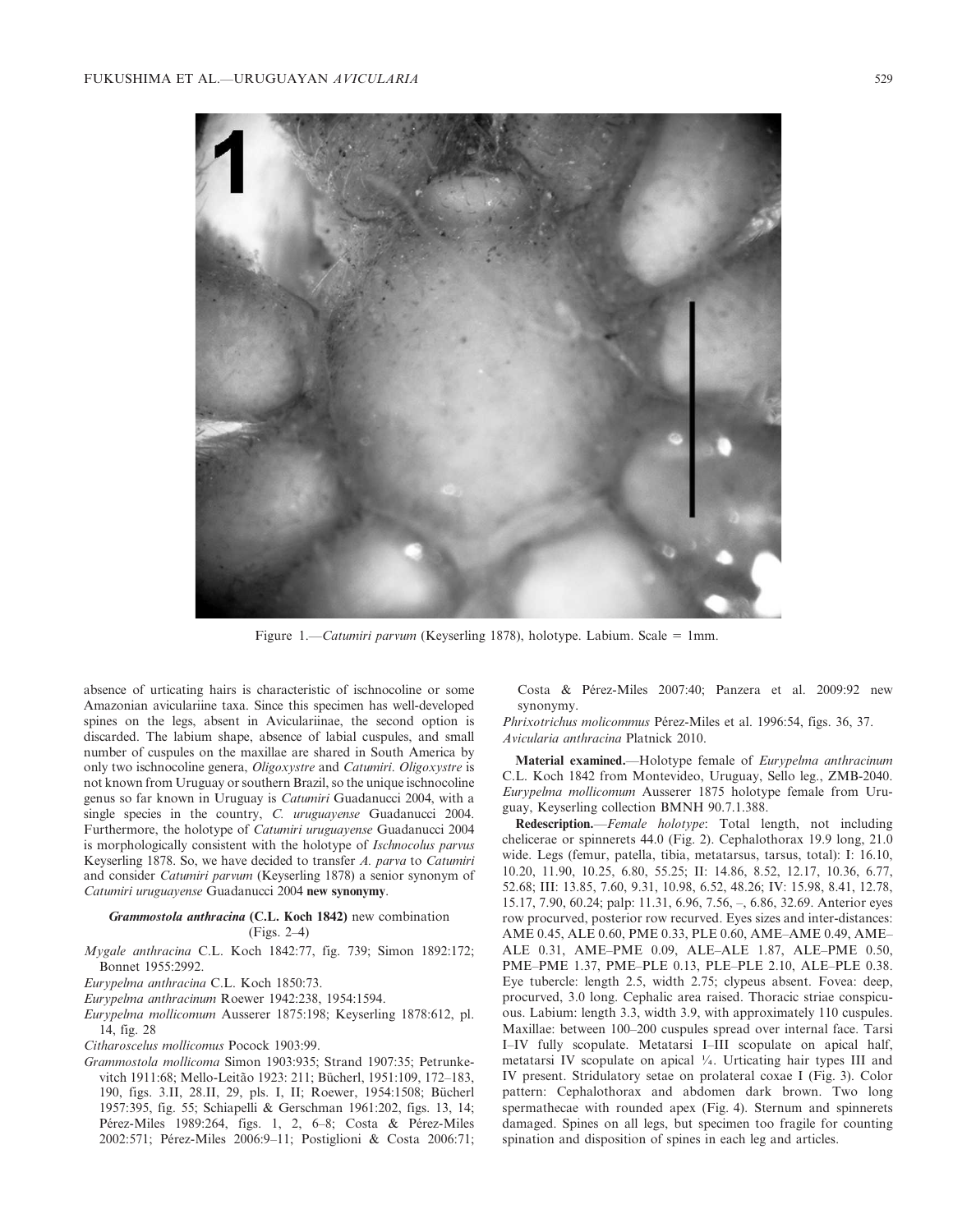Figure 1.—*Catumiri parvum* (Keyserling 1878), holotype. Labium. Scale = 1mm.

absence of urticating hairs is characteristic of ischnocoline or some Amazonian aviculariine taxa. Since this specimen has well-developed spines on the legs, absent in Aviculariinae, the second option is discarded. The labium shape, absence of labial cuspules, and small number of cuspules on the maxillae are shared in South America by only two ischnocoline genera, *Oligoxystre* and *Catumiri*. *Oligoxystre* is not known from Uruguay or southern Brazil, so the unique ischnocoline genus so far known in Uruguay is *Catumiri* Guadanucci 2004, with a single species in the country, *C. uruguayense* Guadanucci 2004. Furthermore, the holotype of *Catumiri uruguayense* Guadanucci 2004 is morphologically consistent with the holotype of *Ischnocolus parvus* Keyserling 1878. So, we have decided to transfer *A. parva* to *Catumiri* and consider *Catumiri parvum* (Keyserling 1878) a senior synonym of *Catumiri uruguayense* Guadanucci 2004 **new synonymy**.

### *Grammostola anthracina* (C.L. Koch 1842) new combination (Figs. 2–4)

*Mygale anthracina* C.L. Koch 1842:77, fig. 739; Simon 1892:172; Bonnet 1955:2992.

*Eurypelma anthracina* C.L. Koch 1850:73.

*Eurypelma anthracinum* Roewer 1942:238, 1954:1594.

*Eurypelma mollicomum* Ausserer 1875:198; Keyserling 1878:612, pl. 14, fig. 28

*Citharoscelus mollicomus* Pocock 1903:99.

*Grammostola mollicoma* Simon 1903:935; Strand 1907:35; Petrunkevitch 1911:68; Mello-Leitão 1923: 211; Bücherl, 1951:109, 172–183, 190, figs. 3.II, 28.II, 29, pls. I, II; Roewer, 1954:1508; Bücherl 1957:395, fig. 55; Schiapelli & Gerschman 1961:202, figs. 13, 14; Pérez-Miles 1989:264, figs. 1, 2, 6–8; Costa & Pérez-Miles 2002:571; Pérez-Miles 2006:9–11; Postiglioni & Costa 2006:71; Costa & Pérez-Miles 2007:40; Panzera et al. 2009:92 new synonymy.

*Phrixotrichus molicommus* Pérez-Miles et al. 1996:54, figs. 36, 37.

*Avicularia anthracina* Platnick 2010.

**Material examined.**—Holotype female of *Eurypelma anthracinum* C.L. Koch 1842 from Montevideo, Uruguay, Sello leg., ZMB-2040. *Eurypelma mollicomum* Ausserer 1875 holotype female from Uruguay, Keyserling collection BMNH 90.7.1.388.

**Redescription.**—*Female holotype*: Total length, not including chelicerae or spinnerets 44.0 (Fig. 2). Cephalothorax 19.9 long, 21.0 wide. Legs (femur, patella, tibia, metatarsus, tarsus, total): I: 16.10, 10.20, 11.90, 10.25, 6.80, 55.25; II: 14.86, 8.52, 12.17, 10.36, 6.77, 52.68; III: 13.85, 7.60, 9.31, 10.98, 6.52, 48.26; IV: 15.98, 8.41, 12.78, 15.17, 7.90, 60.24; palp: 11.31, 6.96, 7.56, –, 6.86, 32.69. Anterior eyes row procurved, posterior row recurved. Eyes sizes and inter-distances: AME 0.45, ALE 0.60, PME 0.33, PLE 0.60, AME–AME 0.49, AME–ALE 0.31, AME–PME 0.09, ALE–ALE 1.87, ALE–PME 0.50, PME–PME 1.37, PME–PLE 0.13, PLE–PLE 2.10, ALE–PLE 0.38. Eye tubercle: length 2.5, width 2.75; clypeus absent. Fovea: deep, procurved, 3.0 long. Cephalic area raised. Thoracic striae conspicuous. Labium: length 3.3, width 3.9, with approximately 110 cuspules. Maxillae: between 100–200 cuspules spread over internal face. Tarsi I–IV fully scopulate. Metatarsi I–III scopulate on apical half, metatarsi IV scopulate on apical ¼. Urticating hair types III and IV present. Stridulatory setae on prolateral coxae I (Fig. 3). Color pattern: Cephalothorax and abdomen dark brown. Two long spermathecae with rounded apex (Fig. 4). Sternum and spinnerets damaged. Spines on all legs, but specimen too fragile for counting spination and disposition of spines in each leg and articles.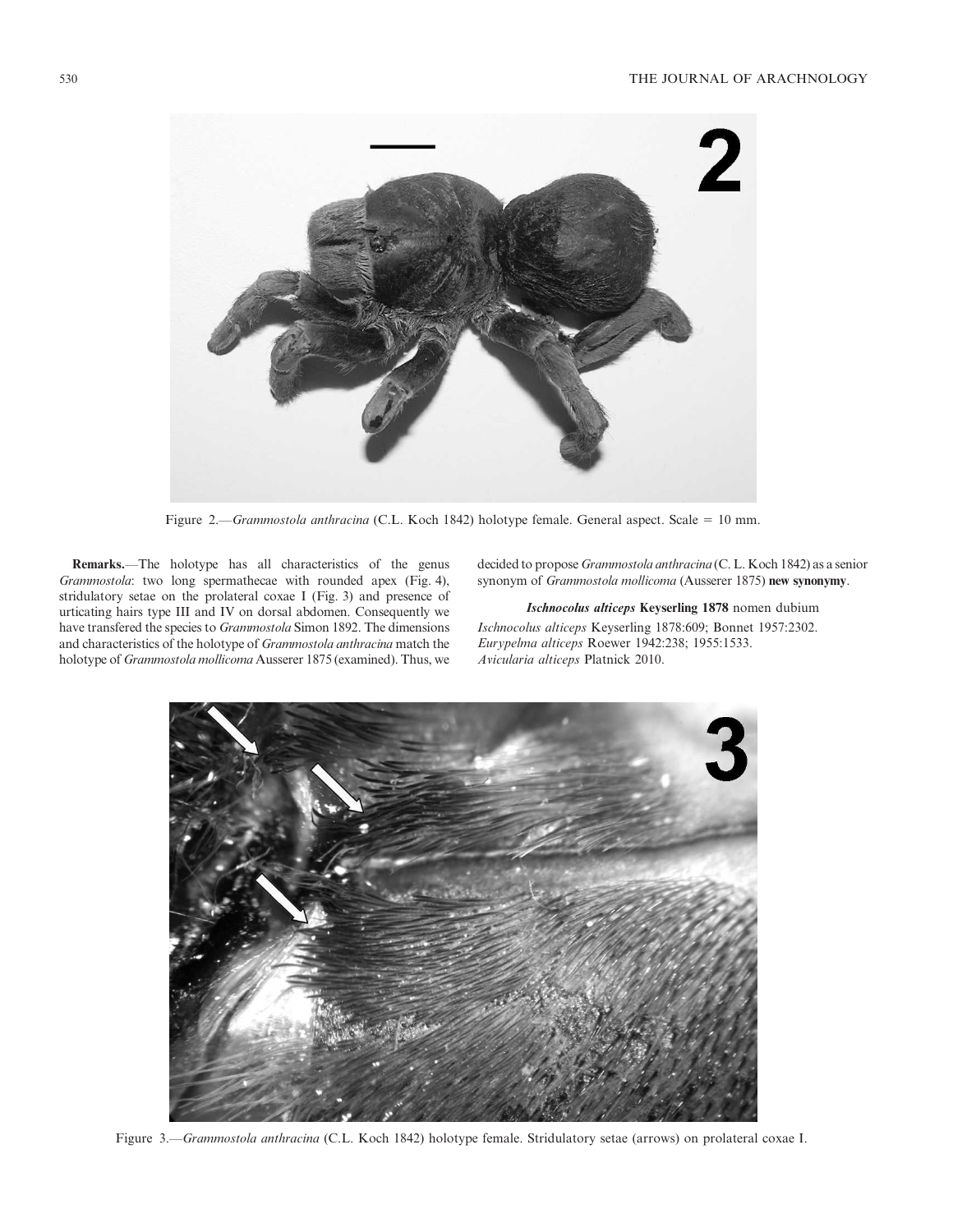Figure 2.—*Grammostola anthracina* (C.L. Koch 1842) holotype female. General aspect. Scale = 10 mm.

**Remarks.**—The holotype has all characteristics of the genus *Grammostola*: two long spermathecae with rounded apex (Fig. 4), stridulatory setae on the prolateral coxae I (Fig. 3) and presence of urticating hairs type III and IV on dorsal abdomen. Consequently we have transfered the species to *Grammostola* Simon 1892. The dimensions and characteristics of the holotype of *Grammostola anthracina* match the holotype of *Grammostola mollicoma* Ausserer 1875 (examined). Thus, we decided to propose *Grammostola anthracina* (C. L. Koch 1842) as a senior synonym of *Grammostola mollicoma* (Ausserer 1875) **new synonymy**.

### *Ischnocolus alticeps* Keyserling 1878 nomen dubium

*Ischnocolus alticeps* Keyserling 1878:609; Bonnet 1957:2302.
*Eurypelma alticeps* Roewer 1942:238; 1955:1533.
*Avicularia alticeps* Platnick 2010.

Figure 3.—*Grammostola anthracina* (C.L. Koch 1842) holotype female. Stridulatory setae (arrows) on prolateral coxae I.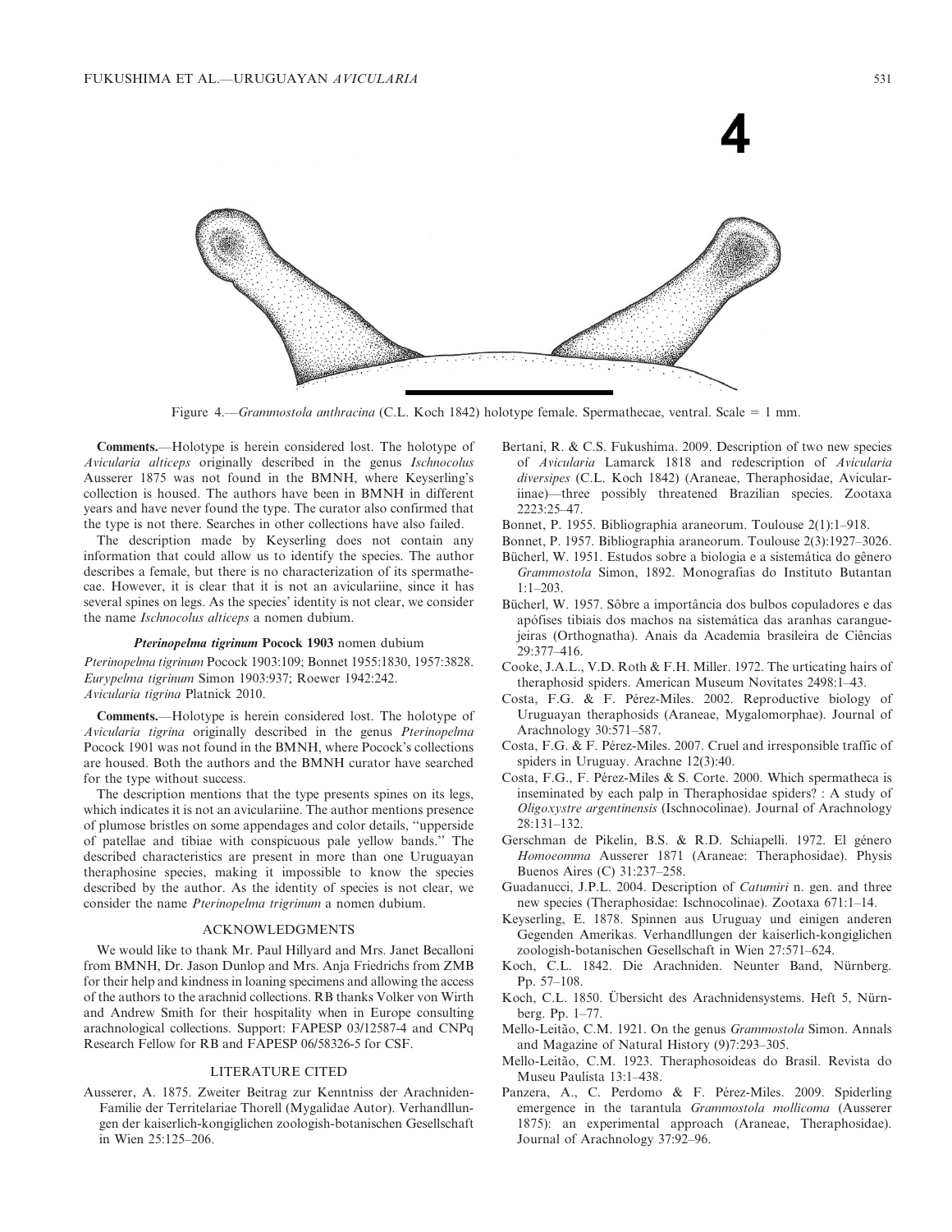Figure 4.—*Grammostola anthracina* (C.L. Koch 1842) holotype female. Spermathecae, ventral. Scale = 1 mm.

**Comments.**—Holotype is herein considered lost. The holotype of *Avicularia alticeps* originally described in the genus *Ischnocolus* Ausserer 1875 was not found in the BMNH, where Keyserling's collection is housed. The authors have been in BMNH in different years and have never found the type. The curator also confirmed that the type is not there. Searches in other collections have also failed.

The description made by Keyserling does not contain any information that could allow us to identify the species. The author describes a female, but there is no characterization of its spermathecae. However, it is clear that it is not an aviculariine, since it has several spines on legs. As the species' identity is not clear, we consider the name *Ischnocolus alticeps* a nomen dubium.

### *Pterinopelma tigrinum* Pocock 1903 nomen dubium

*Pterinopelma tigrinum* Pocock 1903:109; Bonnet 1955:1830, 1957:3828.
*Eurypelma tigrinum* Simon 1903:937; Roewer 1942:242.
*Avicularia tigrina* Platnick 2010.

**Comments.**—Holotype is herein considered lost. The holotype of *Avicularia tigrina* originally described in the genus *Pterinopelma* Pocock 1901 was not found in the BMNH, where Pocock's collections are housed. Both the authors and the BMNH curator have searched for the type without success.

The description mentions that the type presents spines on its legs, which indicates it is not an aviculariine. The author mentions presence of plumose bristles on some appendages and color details, ''upperside of patellae and tibiae with conspicuous pale yellow bands.'' The described characteristics are present in more than one Uruguayan theraphosine species, making it impossible to know the species described by the author. As the identity of species is not clear, we consider the name *Pterinopelma trigrinum* a nomen dubium.

## ACKNOWLEDGMENTS

We would like to thank Mr. Paul Hillyard and Mrs. Janet Becalloni from BMNH, Dr. Jason Dunlop and Mrs. Anja Friedrichs from ZMB for their help and kindness in loaning specimens and allowing the access of the authors to the arachnid collections. RB thanks Volker von Wirth and Andrew Smith for their hospitality when in Europe consulting arachnological collections. Support: FAPESP 03/12587-4 and CNPq Research Fellow for RB and FAPESP 06/58326-5 for CSF.

## LITERATURE CITED

Ausserer, A. 1875. Zweiter Beitrag zur Kenntniss der Arachniden-Familie der Territelariae Thorell (Mygalidae Autor). Verhandllungen der kaiserlich-kongiglichen zoologish-botanischen Gesellschaft in Wien 25:125–206.

Bertani, R. & C.S. Fukushima. 2009. Description of two new species of *Avicularia* Lamarck 1818 and redescription of *Avicularia diversipes* (C.L. Koch 1842) (Araneae, Theraphosidae, Aviculariinae)—three possibly threatened Brazilian species. Zootaxa 2223:25–47.

Bonnet, P. 1955. Bibliographia araneorum. Toulouse 2(1):1–918.

Bonnet, P. 1957. Bibliographia araneorum. Toulouse 2(3):1927–3026.

Bücherl, W. 1951. Estudos sobre a biologia e a sistemática do gênero *Grammostola* Simon, 1892. Monografias do Instituto Butantan 1:1–203.

Bücherl, W. 1957. Sôbre a importância dos bulbos copuladores e das apófises tibiais dos machos na sistemática das aranhas caranguejeiras (Orthognatha). Anais da Academia brasileira de Ciências 29:377–416.

Cooke, J.A.L., V.D. Roth & F.H. Miller. 1972. The urticating hairs of theraphosid spiders. American Museum Novitates 2498:1–43.

Costa, F.G. & F. Pérez-Miles. 2002. Reproductive biology of Uruguayan theraphosids (Araneae, Mygalomorphae). Journal of Arachnology 30:571–587.

Costa, F.G. & F. Pérez-Miles. 2007. Cruel and irresponsible traffic of spiders in Uruguay. Arachne 12(3):40.

Costa, F.G., F. Pérez-Miles & S. Corte. 2000. Which spermatheca is inseminated by each palp in Theraphosidae spiders? : A study of *Oligoxystre argentinensis* (Ischnocolinae). Journal of Arachnology 28:131–132.

Gerschman de Pikelin, B.S. & R.D. Schiapelli. 1972. El género *Homoeomma* Ausserer 1871 (Araneae: Theraphosidae). Physis Buenos Aires (C) 31:237–258.

Guadanucci, J.P.L. 2004. Description of *Catumiri* n. gen. and three new species (Theraphosidae: Ischnocolinae). Zootaxa 671:1–14.

Keyserling, E. 1878. Spinnen aus Uruguay und einigen anderen Gegenden Amerikas. Verhandllungen der kaiserlich-kongiglichen zoologish-botanischen Gesellschaft in Wien 27:571–624.

Koch, C.L. 1842. Die Arachniden. Neunter Band, Nürnberg. Pp. 57–108.

Koch, C.L. 1850. Übersicht des Arachnidensystems. Heft 5, Nürnberg. Pp. 1–77.

Mello-Leitão, C.M. 1921. On the genus *Grammostola* Simon. Annals and Magazine of Natural History (9)7:293–305.

Mello-Leitão, C.M. 1923. Theraphosoideas do Brasil. Revista do Museu Paulista 13:1–438.

Panzera, A., C. Perdomo & F. Pérez-Miles. 2009. Spiderling emergence in the tarantula *Grammostola mollicoma* (Ausserer 1875): an experimental approach (Araneae, Theraphosidae). Journal of Arachnology 37:92–96.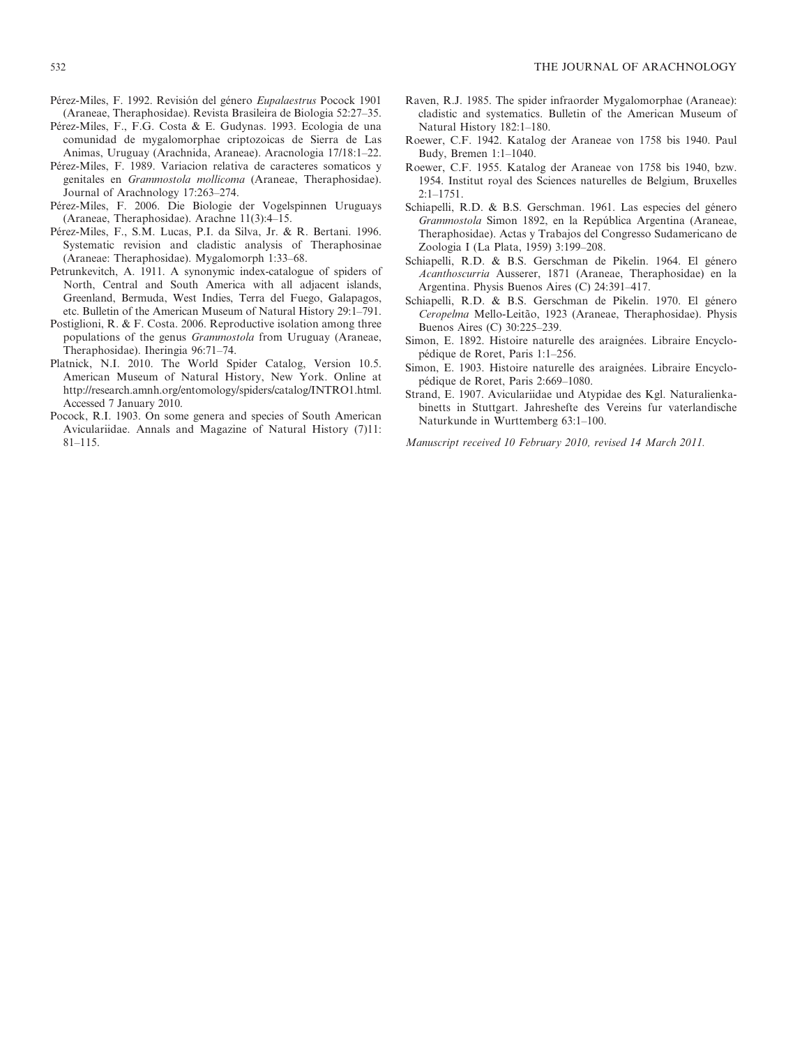Pérez-Miles, F. 1992. Revisión del género *Eupalaestrus* Pocock 1901 (Araneae, Theraphosidae). Revista Brasileira de Biologia 52:27–35.

Pérez-Miles, F., F.G. Costa & E. Gudynas. 1993. Ecologia de una comunidad de mygalomorphae criptozoicas de Sierra de Las Animas, Uruguay (Arachnida, Araneae). Aracnologia 17/18:1–22.

Pérez-Miles, F. 1989. Variacion relativa de caracteres somaticos y genitales en *Grammostola mollicoma* (Araneae, Theraphosidae). Journal of Arachnology 17:263–274.

Pérez-Miles, F. 2006. Die Biologie der Vogelspinnen Uruguays (Araneae, Theraphosidae). Arachne 11(3):4–15.

Pérez-Miles, F., S.M. Lucas, P.I. da Silva, Jr. & R. Bertani. 1996. Systematic revision and cladistic analysis of Theraphosinae (Araneae: Theraphosidae). Mygalomorph 1:33–68.

Petrunkevitch, A. 1911. A synonymic index-catalogue of spiders of North, Central and South America with all adjacent islands, Greenland, Bermuda, West Indies, Terra del Fuego, Galapagos, etc. Bulletin of the American Museum of Natural History 29:1–791.

Postiglioni, R. & F. Costa. 2006. Reproductive isolation among three populations of the genus *Grammostola* from Uruguay (Araneae, Theraphosidae). Iheringia 96:71–74.

Platnick, N.I. 2010. The World Spider Catalog, Version 10.5. American Museum of Natural History, New York. Online at http://research.amnh.org/entomology/spiders/catalog/INTRO1.html. Accessed 7 January 2010.

Pocock, R.I. 1903. On some genera and species of South American Aviculariidae. Annals and Magazine of Natural History (7)11: 81–115.

Raven, R.J. 1985. The spider infraorder Mygalomorphae (Araneae): cladistic and systematics. Bulletin of the American Museum of Natural History 182:1–180.

Roewer, C.F. 1942. Katalog der Araneae von 1758 bis 1940. Paul Budy, Bremen 1:1–1040.

Roewer, C.F. 1955. Katalog der Araneae von 1758 bis 1940, bzw. 1954. Institut royal des Sciences naturelles de Belgium, Bruxelles 2:1–1751.

Schiapelli, R.D. & B.S. Gerschman. 1961. Las especies del género *Grammostola* Simon 1892, en la República Argentina (Araneae, Theraphosidae). Actas y Trabajos del Congresso Sudamericano de Zoologia I (La Plata, 1959) 3:199–208.

Schiapelli, R.D. & B.S. Gerschman de Pikelin. 1964. El género *Acanthoscurria* Ausserer, 1871 (Araneae, Theraphosidae) en la Argentina. Physis Buenos Aires (C) 24:391–417.

Schiapelli, R.D. & B.S. Gerschman de Pikelin. 1970. El género *Ceropelma* Mello-Leitão, 1923 (Araneae, Theraphosidae). Physis Buenos Aires (C) 30:225–239.

Simon, E. 1892. Histoire naturelle des araignées. Libraire Encyclopédique de Roret, Paris 1:1–256.

Simon, E. 1903. Histoire naturelle des araignées. Libraire Encyclopédique de Roret, Paris 2:669–1080.

Strand, E. 1907. Aviculariidae und Atypidae des Kgl. Naturalienkabinetts in Stuttgart. Jahreshefte des Vereins fur vaterlandische Naturkunde in Wurttemberg 63:1–100.

*Manuscript received 10 February 2010, revised 14 March 2011.*